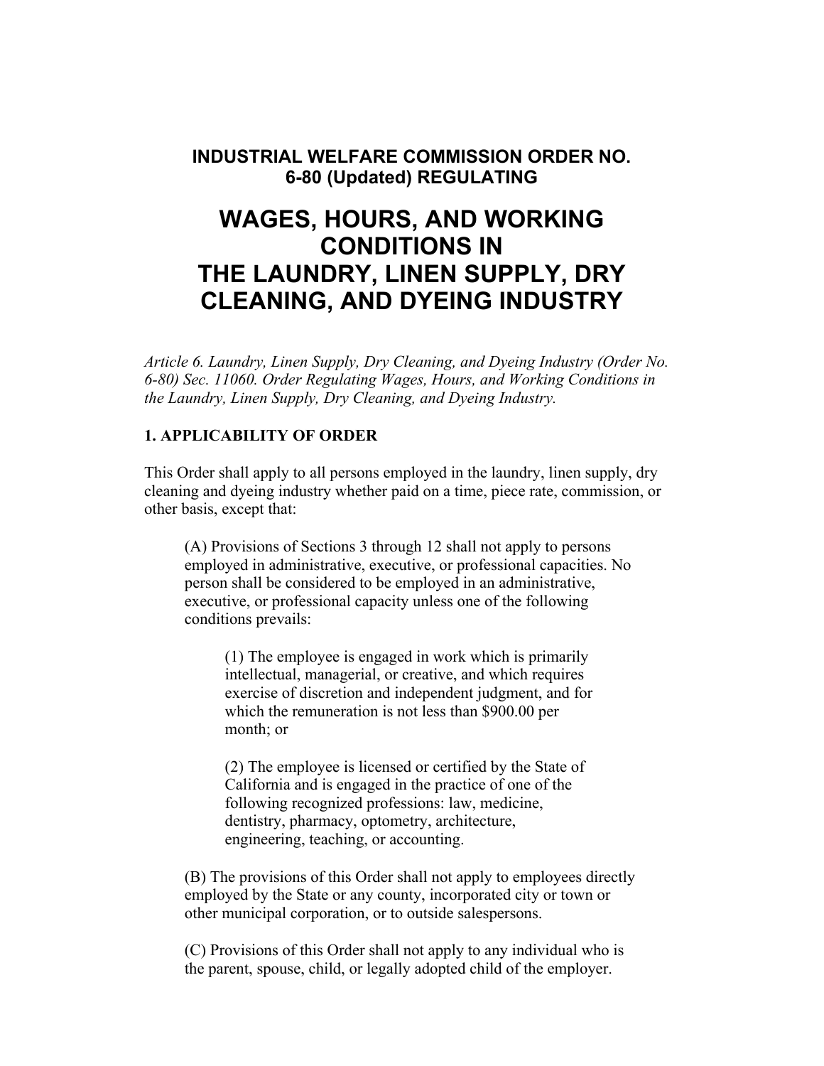# INDUSTRIAL WELFARE COMMISSION ORDER NO. 6-80 (Updated) REGULATING

# WAGES, HOURS, AND WORKING CONDITIONS IN THE LAUNDRY, LINEN SUPPLY, DRY CLEANING, AND DYEING INDUSTRY

*Article 6. Laundry, Linen Supply, Dry Cleaning, and Dyeing Industry (Order No. 6-80) Sec. 11060. Order Regulating Wages, Hours, and Working Conditions in the Laundry, Linen Supply, Dry Cleaning, and Dyeing Industry.*

## 1. APPLICABILITY OF ORDER

This Order shall apply to all persons employed in the laundry, linen supply, dry cleaning and dyeing industry whether paid on a time, piece rate, commission, or other basis, except that:

(A) Provisions of Sections 3 through 12 shall not apply to persons employed in administrative, executive, or professional capacities. No person shall be considered to be employed in an administrative, executive, or professional capacity unless one of the following conditions prevails:

(1) The employee is engaged in work which is primarily intellectual, managerial, or creative, and which requires exercise of discretion and independent judgment, and for which the remuneration is not less than $900.00 per month; or

(2) The employee is licensed or certified by the State of California and is engaged in the practice of one of the following recognized professions: law, medicine, dentistry, pharmacy, optometry, architecture, engineering, teaching, or accounting.

(B) The provisions of this Order shall not apply to employees directly employed by the State or any county, incorporated city or town or other municipal corporation, or to outside salespersons.

(C) Provisions of this Order shall not apply to any individual who is the parent, spouse, child, or legally adopted child of the employer.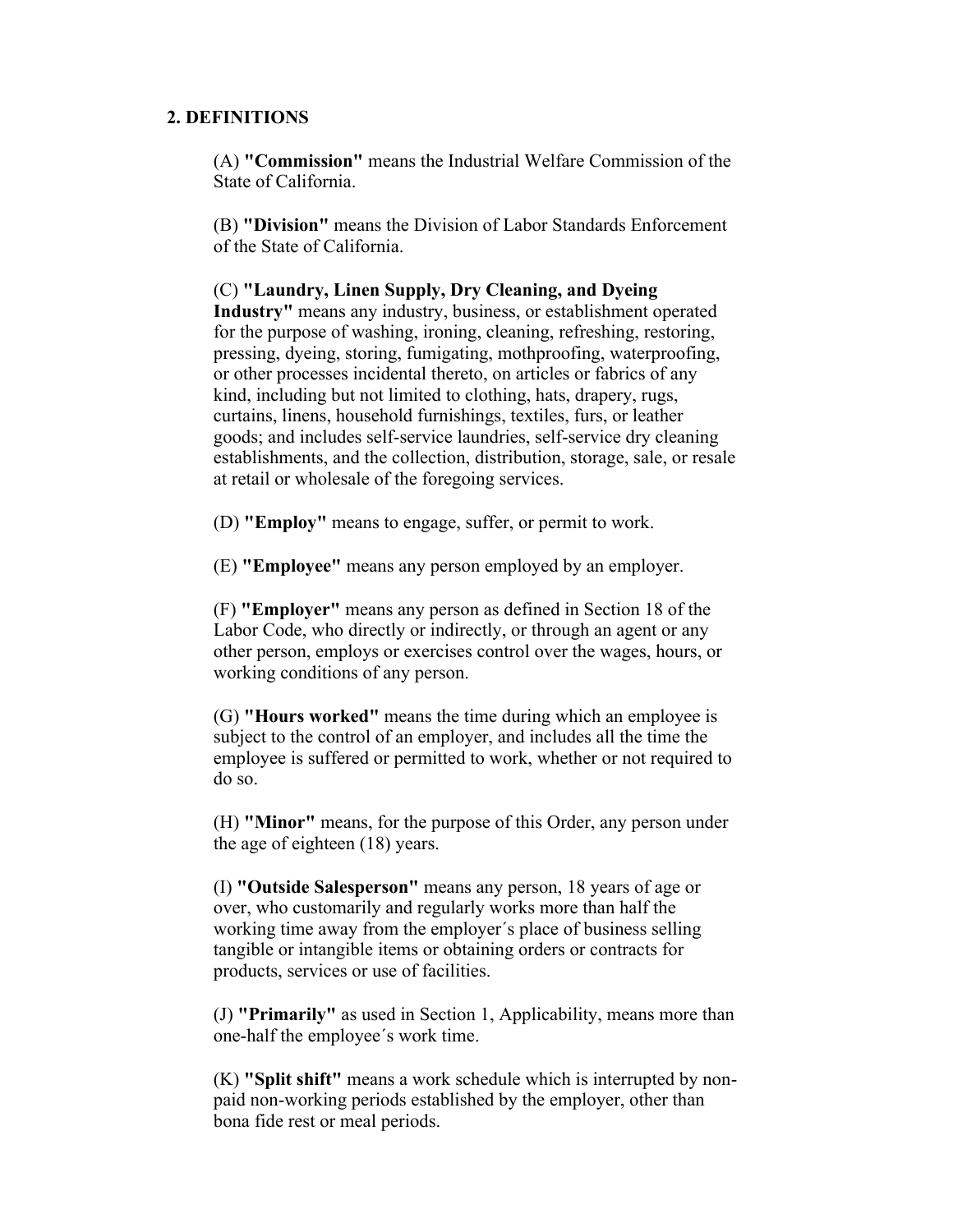## 2. DEFINITIONS

(A) **"Commission"** means the Industrial Welfare Commission of the State of California.

(B) **"Division"** means the Division of Labor Standards Enforcement of the State of California.

(C) **"Laundry, Linen Supply, Dry Cleaning, and Dyeing Industry"** means any industry, business, or establishment operated for the purpose of washing, ironing, cleaning, refreshing, restoring, pressing, dyeing, storing, fumigating, mothproofing, waterproofing, or other processes incidental thereto, on articles or fabrics of any kind, including but not limited to clothing, hats, drapery, rugs, curtains, linens, household furnishings, textiles, furs, or leather goods; and includes self-service laundries, self-service dry cleaning establishments, and the collection, distribution, storage, sale, or resale at retail or wholesale of the foregoing services.

(D) **"Employ"** means to engage, suffer, or permit to work.

(E) **"Employee"** means any person employed by an employer.

(F) **"Employer"** means any person as defined in Section 18 of the Labor Code, who directly or indirectly, or through an agent or any other person, employs or exercises control over the wages, hours, or working conditions of any person.

(G) **"Hours worked"** means the time during which an employee is subject to the control of an employer, and includes all the time the employee is suffered or permitted to work, whether or not required to do so.

(H) **"Minor"** means, for the purpose of this Order, any person under the age of eighteen (18) years.

(I) **"Outside Salesperson"** means any person, 18 years of age or over, who customarily and regularly works more than half the working time away from the employer´s place of business selling tangible or intangible items or obtaining orders or contracts for products, services or use of facilities.

(J) **"Primarily"** as used in Section 1, Applicability, means more than one-half the employee´s work time.

(K) **"Split shift"** means a work schedule which is interrupted by non-paid non-working periods established by the employer, other than bona fide rest or meal periods.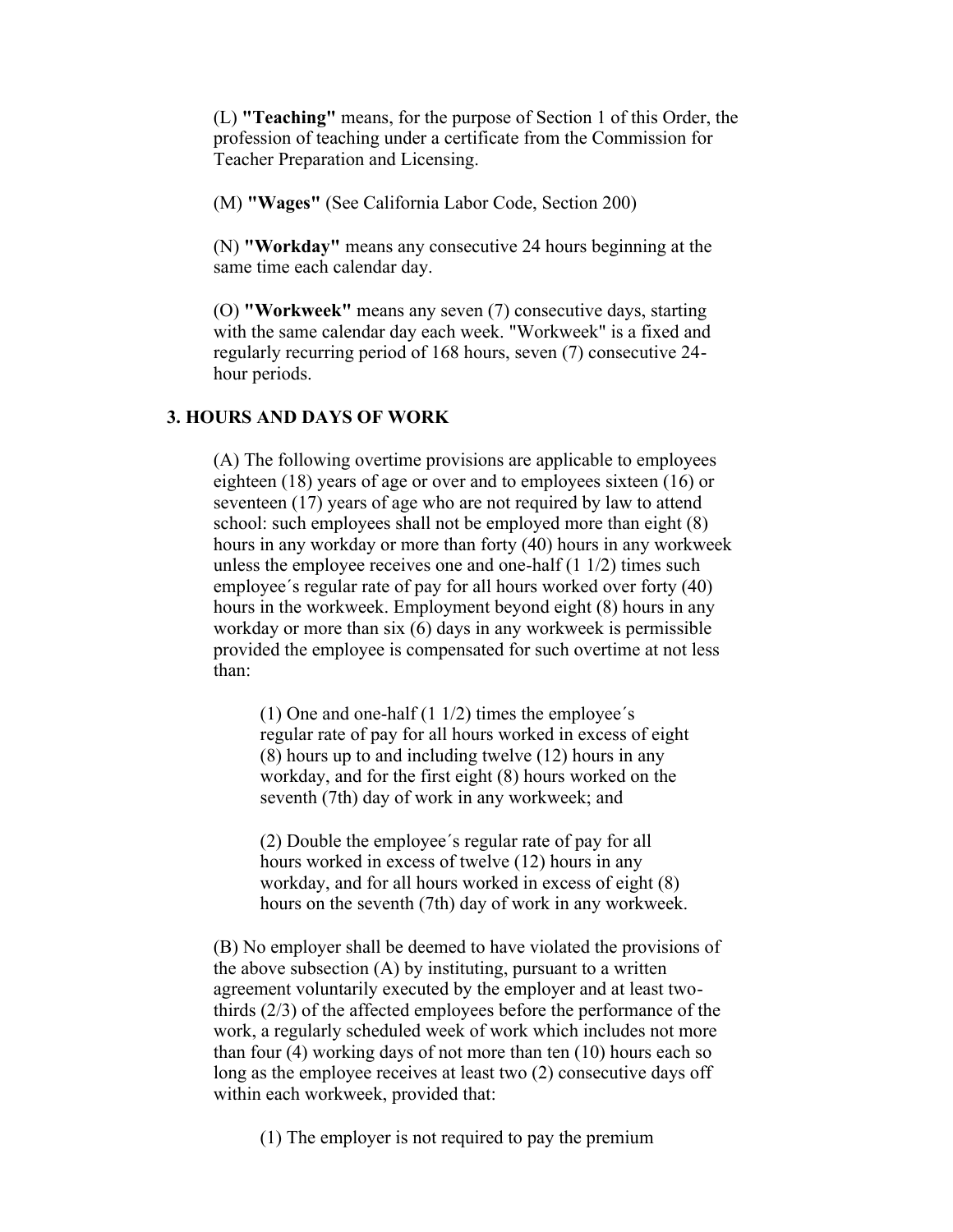(L) **"Teaching"** means, for the purpose of Section 1 of this Order, the profession of teaching under a certificate from the Commission for Teacher Preparation and Licensing.

(M) **"Wages"** (See California Labor Code, Section 200)

(N) **"Workday"** means any consecutive 24 hours beginning at the same time each calendar day.

(O) **"Workweek"** means any seven (7) consecutive days, starting with the same calendar day each week. "Workweek" is a fixed and regularly recurring period of 168 hours, seven (7) consecutive 24-hour periods.

### 3. HOURS AND DAYS OF WORK

(A) The following overtime provisions are applicable to employees eighteen (18) years of age or over and to employees sixteen (16) or seventeen (17) years of age who are not required by law to attend school: such employees shall not be employed more than eight (8) hours in any workday or more than forty (40) hours in any workweek unless the employee receives one and one-half (1 1/2) times such employee´s regular rate of pay for all hours worked over forty (40) hours in the workweek. Employment beyond eight (8) hours in any workday or more than six (6) days in any workweek is permissible provided the employee is compensated for such overtime at not less than:

> (1) One and one-half (1 1/2) times the employee´s regular rate of pay for all hours worked in excess of eight (8) hours up to and including twelve (12) hours in any workday, and for the first eight (8) hours worked on the seventh (7th) day of work in any workweek; and
>
> (2) Double the employee´s regular rate of pay for all hours worked in excess of twelve (12) hours in any workday, and for all hours worked in excess of eight (8) hours on the seventh (7th) day of work in any workweek.

(B) No employer shall be deemed to have violated the provisions of the above subsection (A) by instituting, pursuant to a written agreement voluntarily executed by the employer and at least two-thirds (2/3) of the affected employees before the performance of the work, a regularly scheduled week of work which includes not more than four (4) working days of not more than ten (10) hours each so long as the employee receives at least two (2) consecutive days off within each workweek, provided that:

> (1) The employer is not required to pay the premium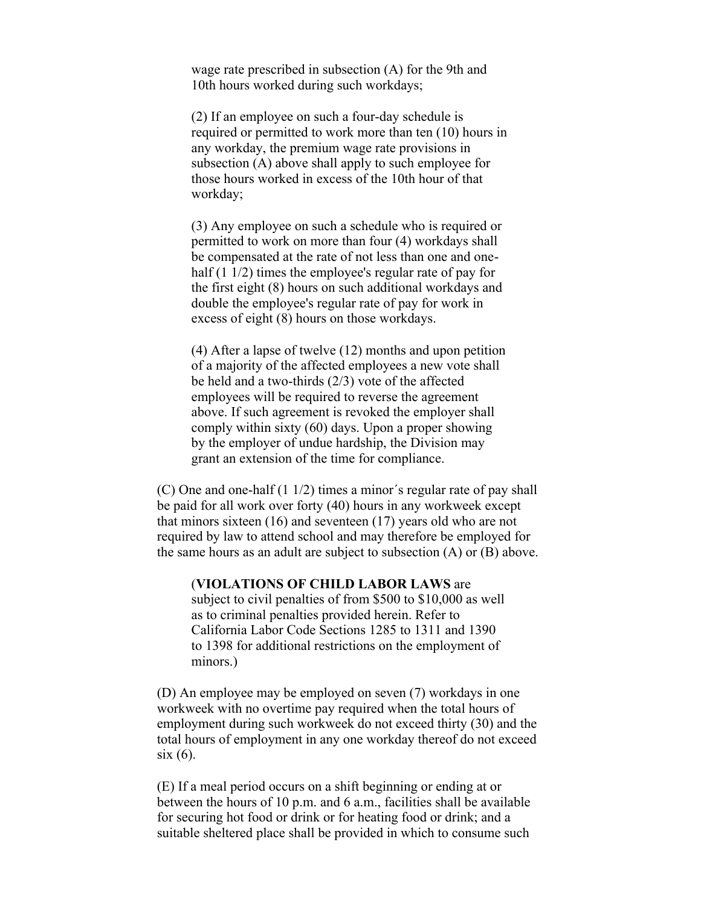wage rate prescribed in subsection (A) for the 9th and 10th hours worked during such workdays;

(2) If an employee on such a four-day schedule is required or permitted to work more than ten (10) hours in any workday, the premium wage rate provisions in subsection (A) above shall apply to such employee for those hours worked in excess of the 10th hour of that workday;

(3) Any employee on such a schedule who is required or permitted to work on more than four (4) workdays shall be compensated at the rate of not less than one and one-half (1 1/2) times the employee's regular rate of pay for the first eight (8) hours on such additional workdays and double the employee's regular rate of pay for work in excess of eight (8) hours on those workdays.

(4) After a lapse of twelve (12) months and upon petition of a majority of the affected employees a new vote shall be held and a two-thirds (2/3) vote of the affected employees will be required to reverse the agreement above. If such agreement is revoked the employer shall comply within sixty (60) days. Upon a proper showing by the employer of undue hardship, the Division may grant an extension of the time for compliance.

(C) One and one-half (1 1/2) times a minor´s regular rate of pay shall be paid for all work over forty (40) hours in any workweek except that minors sixteen (16) and seventeen (17) years old who are not required by law to attend school and may therefore be employed for the same hours as an adult are subject to subsection (A) or (B) above.

(**VIOLATIONS OF CHILD LABOR LAWS** are subject to civil penalties of from $500 to $10,000 as well as to criminal penalties provided herein. Refer to California Labor Code Sections 1285 to 1311 and 1390 to 1398 for additional restrictions on the employment of minors.)

(D) An employee may be employed on seven (7) workdays in one workweek with no overtime pay required when the total hours of employment during such workweek do not exceed thirty (30) and the total hours of employment in any one workday thereof do not exceed six (6).

(E) If a meal period occurs on a shift beginning or ending at or between the hours of 10 p.m. and 6 a.m., facilities shall be available for securing hot food or drink or for heating food or drink; and a suitable sheltered place shall be provided in which to consume such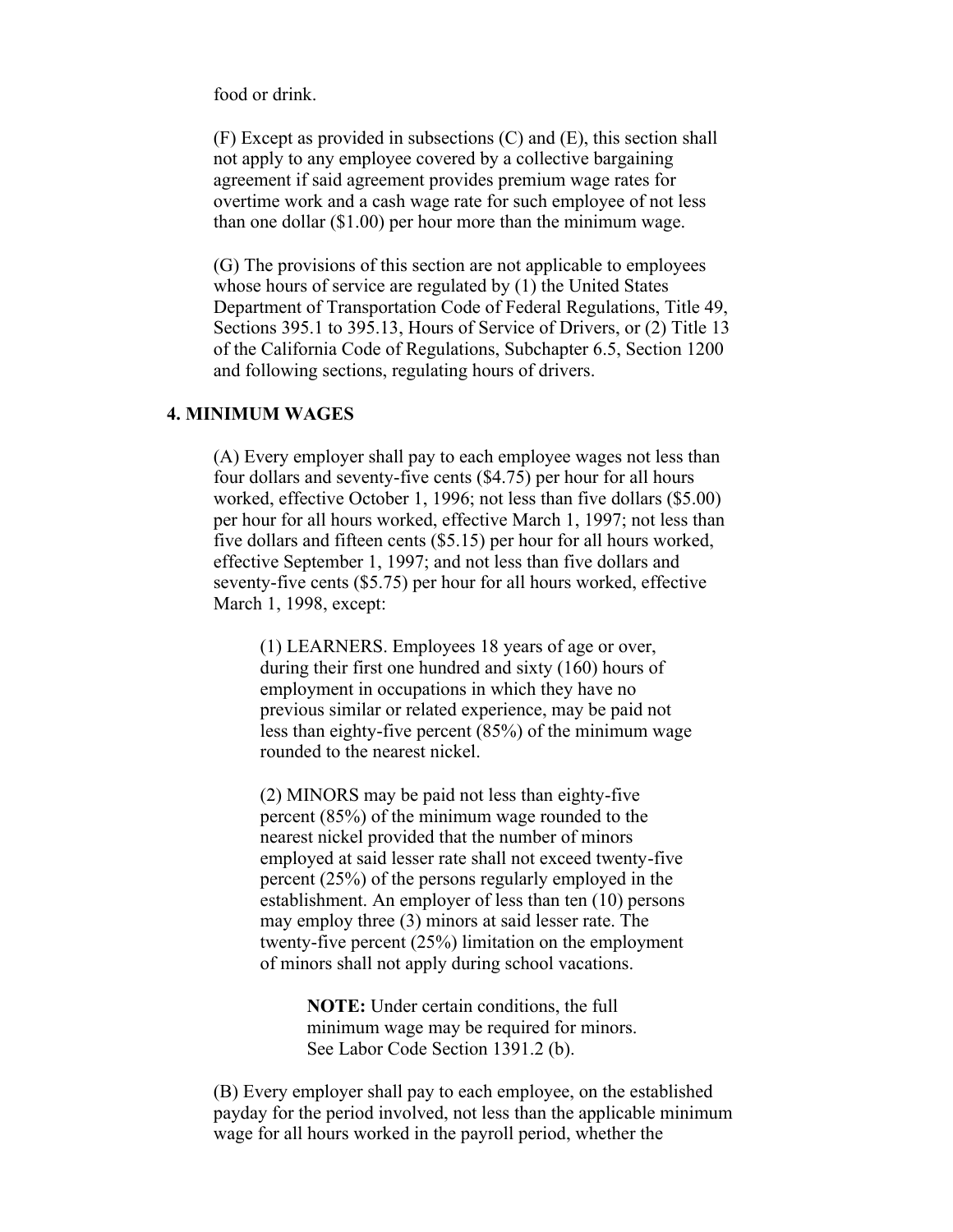food or drink.

(F) Except as provided in subsections (C) and (E), this section shall not apply to any employee covered by a collective bargaining agreement if said agreement provides premium wage rates for overtime work and a cash wage rate for such employee of not less than one dollar ($1.00) per hour more than the minimum wage.

(G) The provisions of this section are not applicable to employees whose hours of service are regulated by (1) the United States Department of Transportation Code of Federal Regulations, Title 49, Sections 395.1 to 395.13, Hours of Service of Drivers, or (2) Title 13 of the California Code of Regulations, Subchapter 6.5, Section 1200 and following sections, regulating hours of drivers.

## 4. MINIMUM WAGES

(A) Every employer shall pay to each employee wages not less than four dollars and seventy-five cents ($4.75) per hour for all hours worked, effective October 1, 1996; not less than five dollars ($5.00) per hour for all hours worked, effective March 1, 1997; not less than five dollars and fifteen cents ($5.15) per hour for all hours worked, effective September 1, 1997; and not less than five dollars and seventy-five cents ($5.75) per hour for all hours worked, effective March 1, 1998, except:

(1) LEARNERS. Employees 18 years of age or over, during their first one hundred and sixty (160) hours of employment in occupations in which they have no previous similar or related experience, may be paid not less than eighty-five percent (85%) of the minimum wage rounded to the nearest nickel.

(2) MINORS may be paid not less than eighty-five percent (85%) of the minimum wage rounded to the nearest nickel provided that the number of minors employed at said lesser rate shall not exceed twenty-five percent (25%) of the persons regularly employed in the establishment. An employer of less than ten (10) persons may employ three (3) minors at said lesser rate. The twenty-five percent (25%) limitation on the employment of minors shall not apply during school vacations.

**NOTE:** Under certain conditions, the full minimum wage may be required for minors. See Labor Code Section 1391.2 (b).

(B) Every employer shall pay to each employee, on the established payday for the period involved, not less than the applicable minimum wage for all hours worked in the payroll period, whether the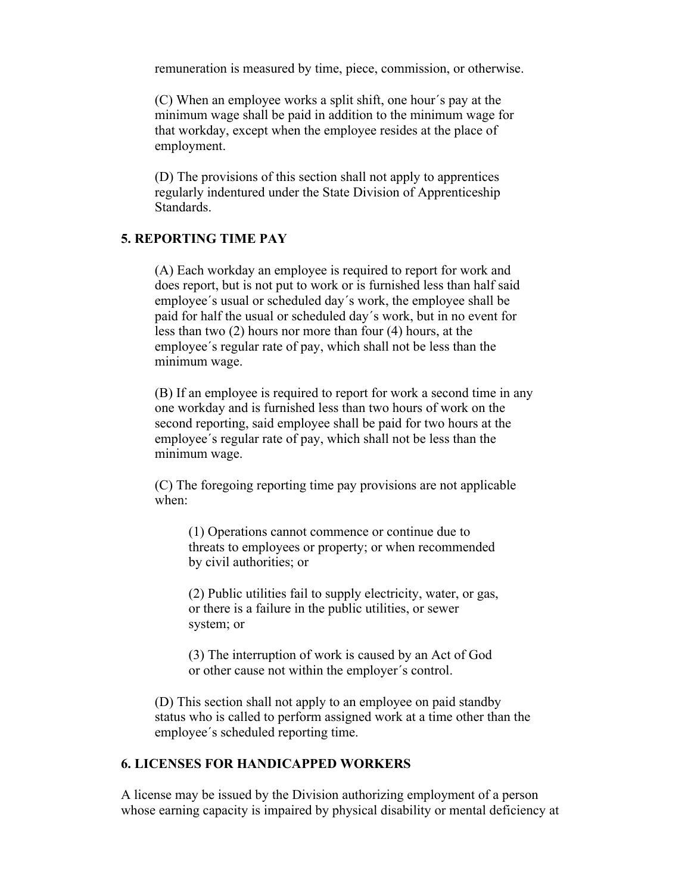remuneration is measured by time, piece, commission, or otherwise.

(C) When an employee works a split shift, one hour´s pay at the minimum wage shall be paid in addition to the minimum wage for that workday, except when the employee resides at the place of employment.

(D) The provisions of this section shall not apply to apprentices regularly indentured under the State Division of Apprenticeship Standards.

## 5. REPORTING TIME PAY

(A) Each workday an employee is required to report for work and does report, but is not put to work or is furnished less than half said employee´s usual or scheduled day´s work, the employee shall be paid for half the usual or scheduled day´s work, but in no event for less than two (2) hours nor more than four (4) hours, at the employee´s regular rate of pay, which shall not be less than the minimum wage.

(B) If an employee is required to report for work a second time in any one workday and is furnished less than two hours of work on the second reporting, said employee shall be paid for two hours at the employee´s regular rate of pay, which shall not be less than the minimum wage.

(C) The foregoing reporting time pay provisions are not applicable when:

(1) Operations cannot commence or continue due to threats to employees or property; or when recommended by civil authorities; or

(2) Public utilities fail to supply electricity, water, or gas, or there is a failure in the public utilities, or sewer system; or

(3) The interruption of work is caused by an Act of God or other cause not within the employer´s control.

(D) This section shall not apply to an employee on paid standby status who is called to perform assigned work at a time other than the employee´s scheduled reporting time.

## 6. LICENSES FOR HANDICAPPED WORKERS

A license may be issued by the Division authorizing employment of a person whose earning capacity is impaired by physical disability or mental deficiency at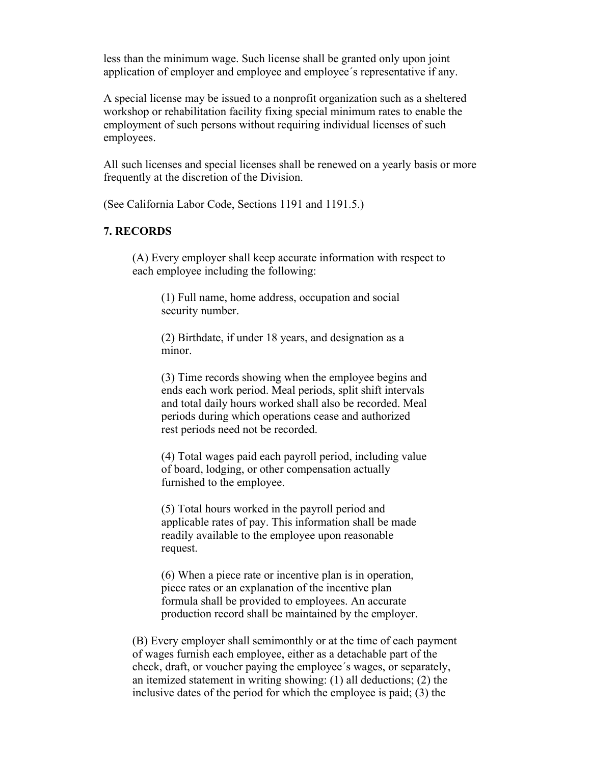less than the minimum wage. Such license shall be granted only upon joint application of employer and employee and employee´s representative if any.

A special license may be issued to a nonprofit organization such as a sheltered workshop or rehabilitation facility fixing special minimum rates to enable the employment of such persons without requiring individual licenses of such employees.

All such licenses and special licenses shall be renewed on a yearly basis or more frequently at the discretion of the Division.

(See California Labor Code, Sections 1191 and 1191.5.)

**7. RECORDS**

(A) Every employer shall keep accurate information with respect to each employee including the following:

(1) Full name, home address, occupation and social security number.

(2) Birthdate, if under 18 years, and designation as a minor.

(3) Time records showing when the employee begins and ends each work period. Meal periods, split shift intervals and total daily hours worked shall also be recorded. Meal periods during which operations cease and authorized rest periods need not be recorded.

(4) Total wages paid each payroll period, including value of board, lodging, or other compensation actually furnished to the employee.

(5) Total hours worked in the payroll period and applicable rates of pay. This information shall be made readily available to the employee upon reasonable request.

(6) When a piece rate or incentive plan is in operation, piece rates or an explanation of the incentive plan formula shall be provided to employees. An accurate production record shall be maintained by the employer.

(B) Every employer shall semimonthly or at the time of each payment of wages furnish each employee, either as a detachable part of the check, draft, or voucher paying the employee´s wages, or separately, an itemized statement in writing showing: (1) all deductions; (2) the inclusive dates of the period for which the employee is paid; (3) the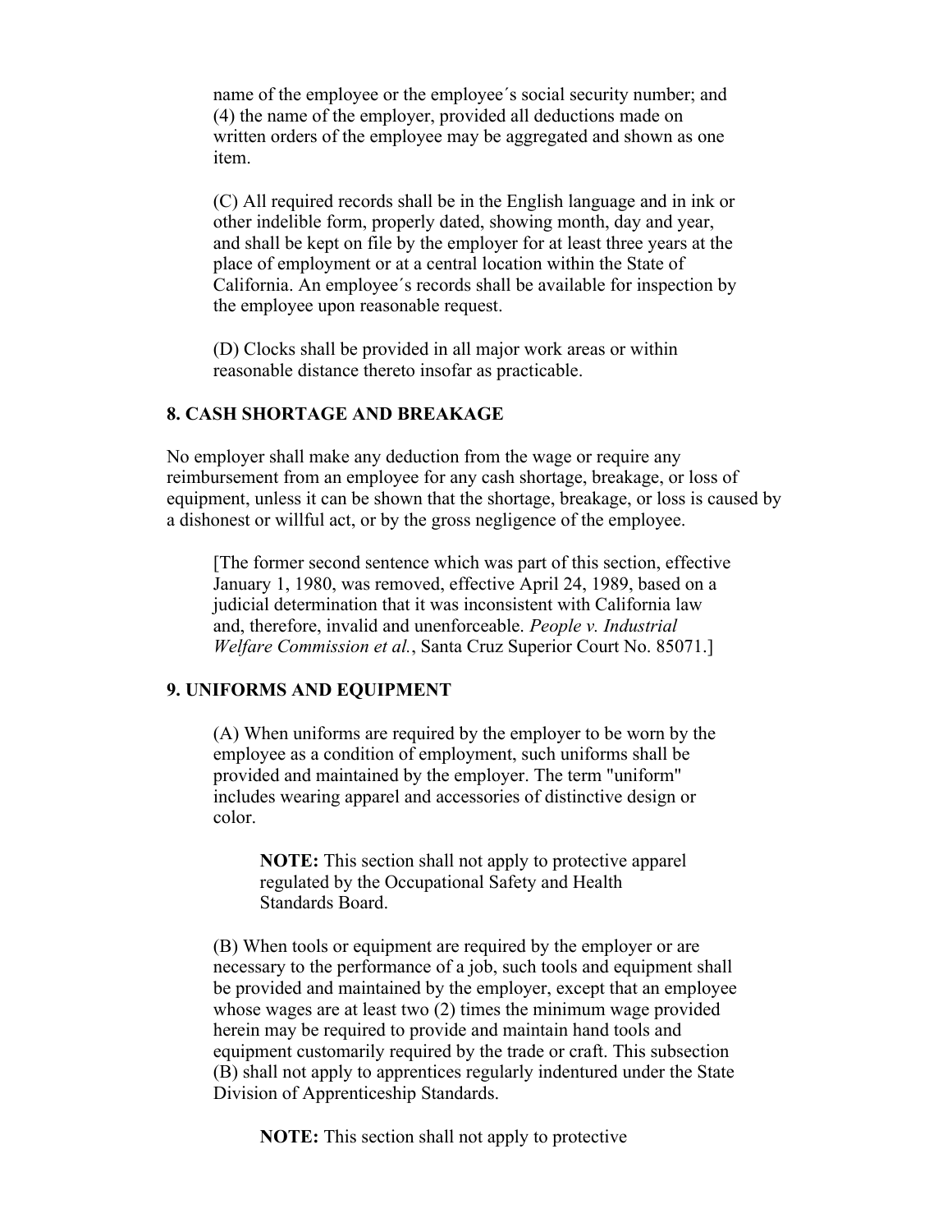name of the employee or the employee´s social security number; and (4) the name of the employer, provided all deductions made on written orders of the employee may be aggregated and shown as one item.

(C) All required records shall be in the English language and in ink or other indelible form, properly dated, showing month, day and year, and shall be kept on file by the employer for at least three years at the place of employment or at a central location within the State of California. An employee´s records shall be available for inspection by the employee upon reasonable request.

(D) Clocks shall be provided in all major work areas or within reasonable distance thereto insofar as practicable.

### 8. CASH SHORTAGE AND BREAKAGE

No employer shall make any deduction from the wage or require any reimbursement from an employee for any cash shortage, breakage, or loss of equipment, unless it can be shown that the shortage, breakage, or loss is caused by a dishonest or willful act, or by the gross negligence of the employee.

[The former second sentence which was part of this section, effective January 1, 1980, was removed, effective April 24, 1989, based on a judicial determination that it was inconsistent with California law and, therefore, invalid and unenforceable. *People v. Industrial Welfare Commission et al.*, Santa Cruz Superior Court No. 85071.]

### 9. UNIFORMS AND EQUIPMENT

(A) When uniforms are required by the employer to be worn by the employee as a condition of employment, such uniforms shall be provided and maintained by the employer. The term "uniform" includes wearing apparel and accessories of distinctive design or color.

**NOTE:** This section shall not apply to protective apparel regulated by the Occupational Safety and Health Standards Board.

(B) When tools or equipment are required by the employer or are necessary to the performance of a job, such tools and equipment shall be provided and maintained by the employer, except that an employee whose wages are at least two (2) times the minimum wage provided herein may be required to provide and maintain hand tools and equipment customarily required by the trade or craft. This subsection (B) shall not apply to apprentices regularly indentured under the State Division of Apprenticeship Standards.

**NOTE:** This section shall not apply to protective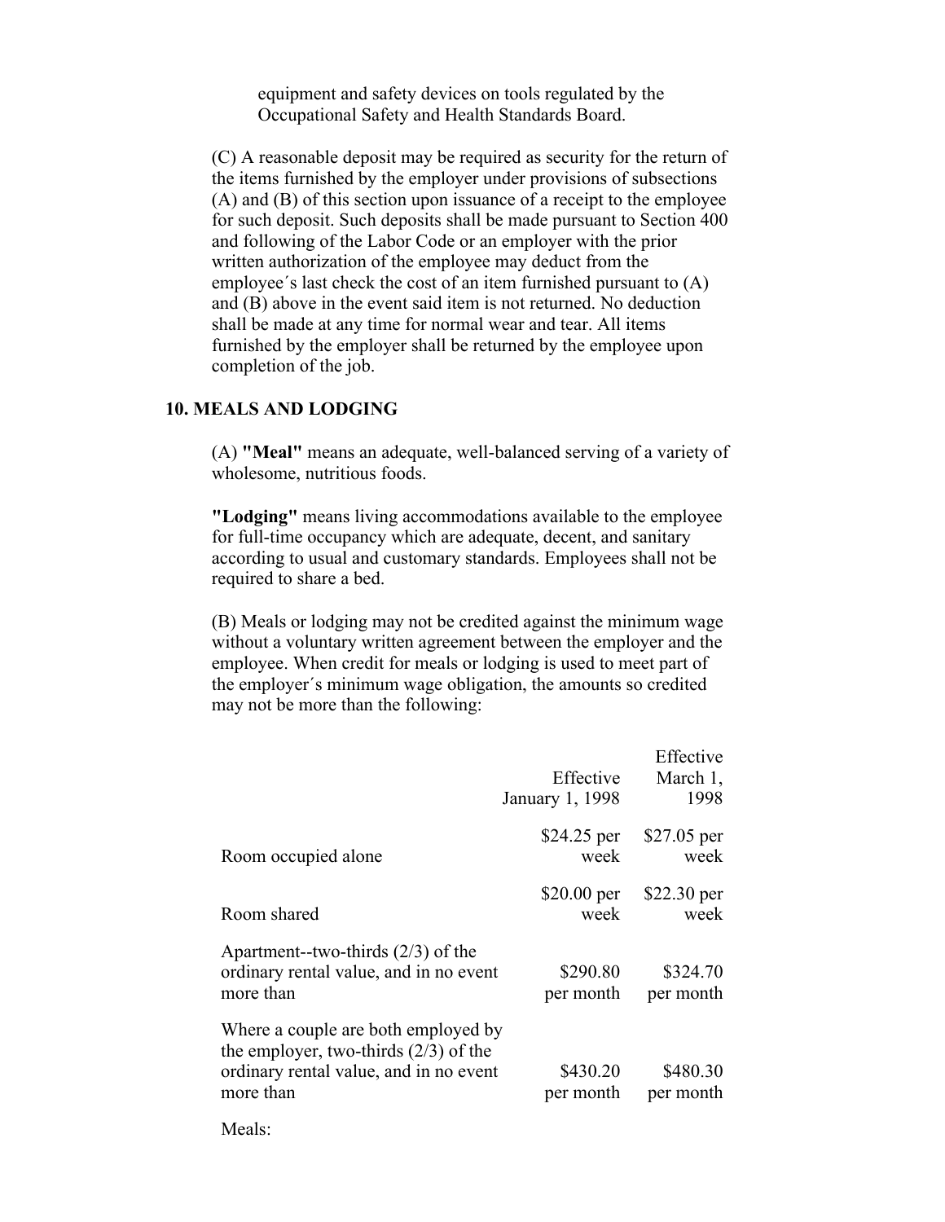equipment and safety devices on tools regulated by the Occupational Safety and Health Standards Board.

(C) A reasonable deposit may be required as security for the return of the items furnished by the employer under provisions of subsections (A) and (B) of this section upon issuance of a receipt to the employee for such deposit. Such deposits shall be made pursuant to Section 400 and following of the Labor Code or an employer with the prior written authorization of the employee may deduct from the employee´s last check the cost of an item furnished pursuant to (A) and (B) above in the event said item is not returned. No deduction shall be made at any time for normal wear and tear. All items furnished by the employer shall be returned by the employee upon completion of the job.

## 10. MEALS AND LODGING

(A) **"Meal"** means an adequate, well-balanced serving of a variety of wholesome, nutritious foods.

**"Lodging"** means living accommodations available to the employee for full-time occupancy which are adequate, decent, and sanitary according to usual and customary standards. Employees shall not be required to share a bed.

(B) Meals or lodging may not be credited against the minimum wage without a voluntary written agreement between the employer and the employee. When credit for meals or lodging is used to meet part of the employer´s minimum wage obligation, the amounts so credited may not be more than the following:

| | Effective January 1, 1998 | Effective March 1, 1998 |
|---|---|---|
| Room occupied alone | $24.25 per week | $27.05 per week |
| Room shared | $20.00 per week | $22.30 per week |
| Apartment--two-thirds (2/3) of the ordinary rental value, and in no event more than | $290.80 per month | $324.70 per month |
| Where a couple are both employed by the employer, two-thirds (2/3) of the ordinary rental value, and in no event more than | $430.20 per month | $480.30 per month |
| Meals: | | |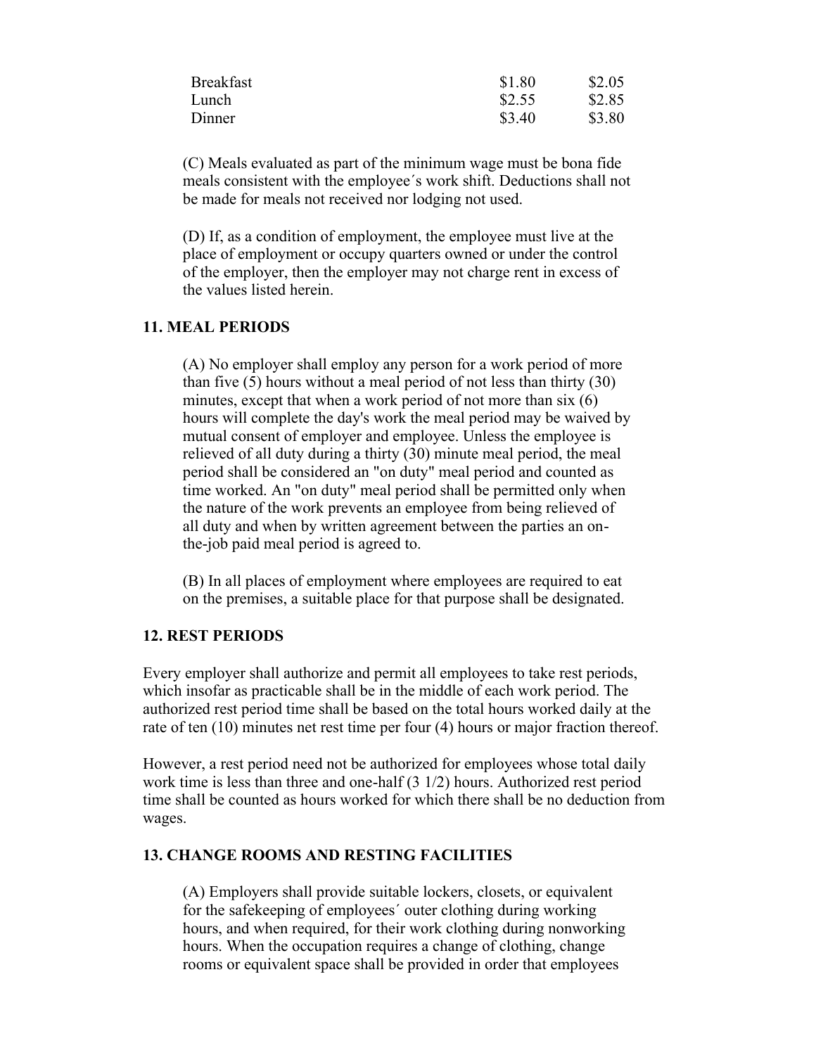| | | |
|---|---|---|
| Breakfast | \$1.80 | \$2.05 |
| Lunch | \$2.55 | \$2.85 |
| Dinner | \$3.40 | \$3.80 |

(C) Meals evaluated as part of the minimum wage must be bona fide meals consistent with the employee´s work shift. Deductions shall not be made for meals not received nor lodging not used.

(D) If, as a condition of employment, the employee must live at the place of employment or occupy quarters owned or under the control of the employer, then the employer may not charge rent in excess of the values listed herein.

### 11. MEAL PERIODS

(A) No employer shall employ any person for a work period of more than five (5) hours without a meal period of not less than thirty (30) minutes, except that when a work period of not more than six (6) hours will complete the day's work the meal period may be waived by mutual consent of employer and employee. Unless the employee is relieved of all duty during a thirty (30) minute meal period, the meal period shall be considered an "on duty" meal period and counted as time worked. An "on duty" meal period shall be permitted only when the nature of the work prevents an employee from being relieved of all duty and when by written agreement between the parties an on-the-job paid meal period is agreed to.

(B) In all places of employment where employees are required to eat on the premises, a suitable place for that purpose shall be designated.

### 12. REST PERIODS

Every employer shall authorize and permit all employees to take rest periods, which insofar as practicable shall be in the middle of each work period. The authorized rest period time shall be based on the total hours worked daily at the rate of ten (10) minutes net rest time per four (4) hours or major fraction thereof.

However, a rest period need not be authorized for employees whose total daily work time is less than three and one-half (3 1/2) hours. Authorized rest period time shall be counted as hours worked for which there shall be no deduction from wages.

### 13. CHANGE ROOMS AND RESTING FACILITIES

(A) Employers shall provide suitable lockers, closets, or equivalent for the safekeeping of employees´ outer clothing during working hours, and when required, for their work clothing during nonworking hours. When the occupation requires a change of clothing, change rooms or equivalent space shall be provided in order that employees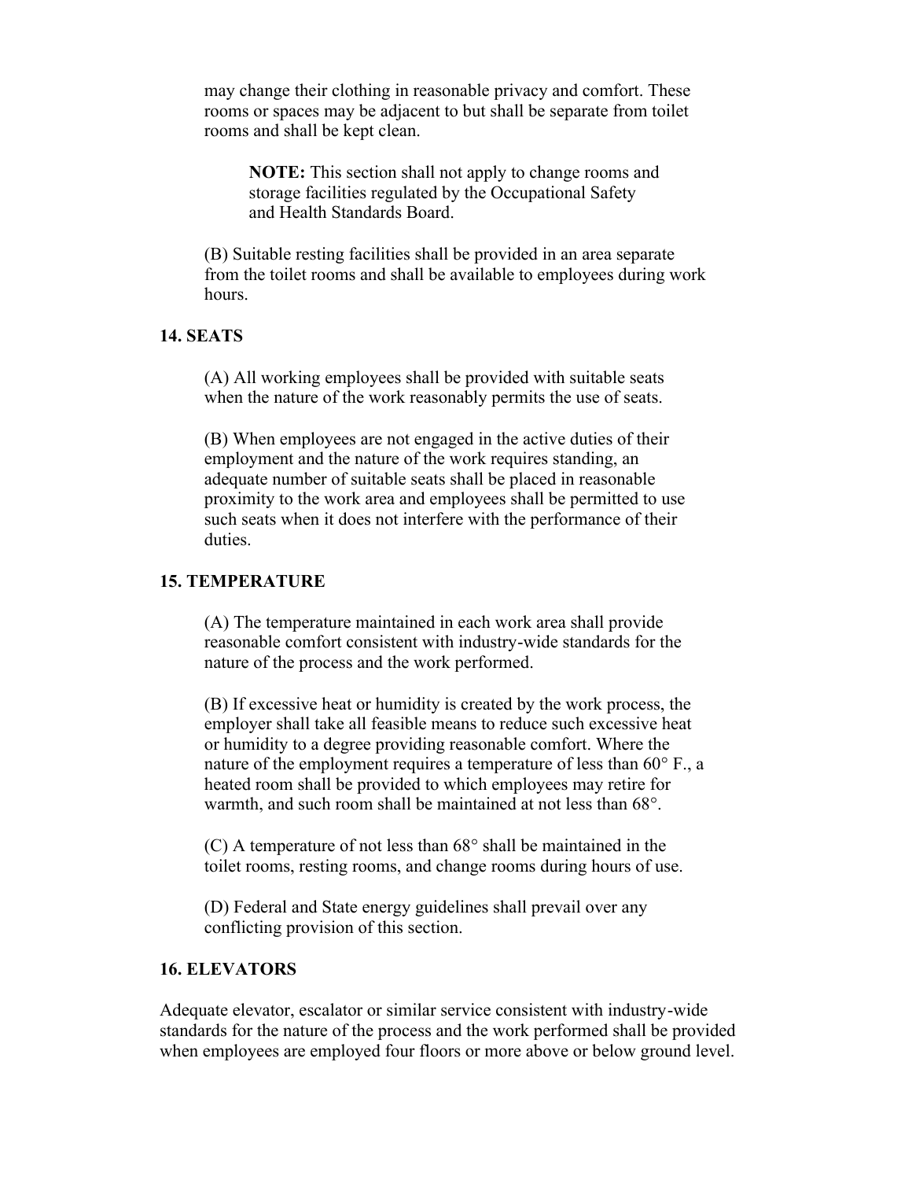may change their clothing in reasonable privacy and comfort. These rooms or spaces may be adjacent to but shall be separate from toilet rooms and shall be kept clean.

> **NOTE:** This section shall not apply to change rooms and storage facilities regulated by the Occupational Safety and Health Standards Board.

(B) Suitable resting facilities shall be provided in an area separate from the toilet rooms and shall be available to employees during work hours.

## 14. SEATS

(A) All working employees shall be provided with suitable seats when the nature of the work reasonably permits the use of seats.

(B) When employees are not engaged in the active duties of their employment and the nature of the work requires standing, an adequate number of suitable seats shall be placed in reasonable proximity to the work area and employees shall be permitted to use such seats when it does not interfere with the performance of their duties.

## 15. TEMPERATURE

(A) The temperature maintained in each work area shall provide reasonable comfort consistent with industry-wide standards for the nature of the process and the work performed.

(B) If excessive heat or humidity is created by the work process, the employer shall take all feasible means to reduce such excessive heat or humidity to a degree providing reasonable comfort. Where the nature of the employment requires a temperature of less than 60° F., a heated room shall be provided to which employees may retire for warmth, and such room shall be maintained at not less than 68°.

(C) A temperature of not less than 68° shall be maintained in the toilet rooms, resting rooms, and change rooms during hours of use.

(D) Federal and State energy guidelines shall prevail over any conflicting provision of this section.

## 16. ELEVATORS

Adequate elevator, escalator or similar service consistent with industry-wide standards for the nature of the process and the work performed shall be provided when employees are employed four floors or more above or below ground level.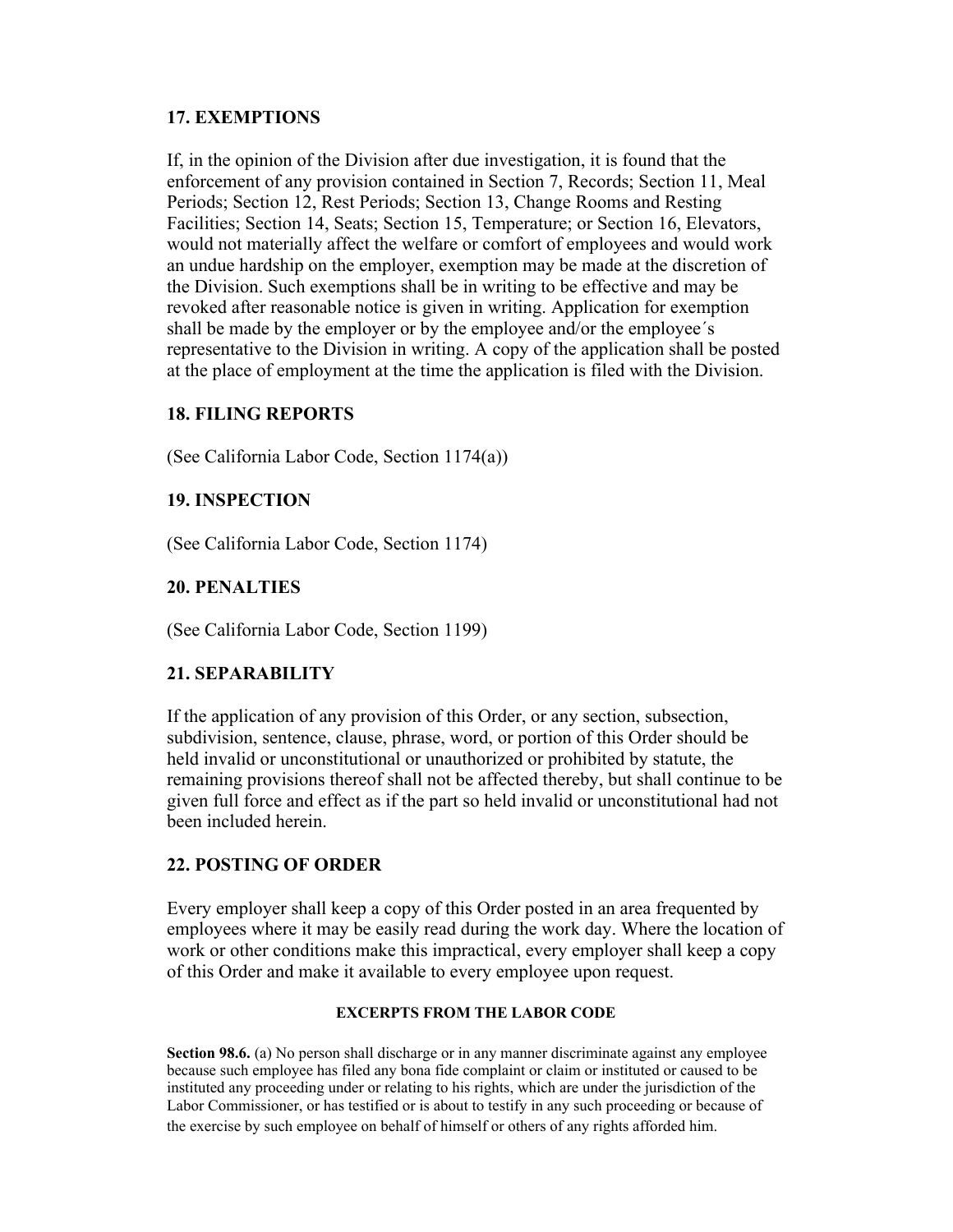## 17. EXEMPTIONS

If, in the opinion of the Division after due investigation, it is found that the enforcement of any provision contained in Section 7, Records; Section 11, Meal Periods; Section 12, Rest Periods; Section 13, Change Rooms and Resting Facilities; Section 14, Seats; Section 15, Temperature; or Section 16, Elevators, would not materially affect the welfare or comfort of employees and would work an undue hardship on the employer, exemption may be made at the discretion of the Division. Such exemptions shall be in writing to be effective and may be revoked after reasonable notice is given in writing. Application for exemption shall be made by the employer or by the employee and/or the employee´s representative to the Division in writing. A copy of the application shall be posted at the place of employment at the time the application is filed with the Division.

## 18. FILING REPORTS

(See California Labor Code, Section 1174(a))

## 19. INSPECTION

(See California Labor Code, Section 1174)

## 20. PENALTIES

(See California Labor Code, Section 1199)

## 21. SEPARABILITY

If the application of any provision of this Order, or any section, subsection, subdivision, sentence, clause, phrase, word, or portion of this Order should be held invalid or unconstitutional or unauthorized or prohibited by statute, the remaining provisions thereof shall not be affected thereby, but shall continue to be given full force and effect as if the part so held invalid or unconstitutional had not been included herein.

## 22. POSTING OF ORDER

Every employer shall keep a copy of this Order posted in an area frequented by employees where it may be easily read during the work day. Where the location of work or other conditions make this impractical, every employer shall keep a copy of this Order and make it available to every employee upon request.

### EXCERPTS FROM THE LABOR CODE

**Section 98.6.** (a) No person shall discharge or in any manner discriminate against any employee because such employee has filed any bona fide complaint or claim or instituted or caused to be instituted any proceeding under or relating to his rights, which are under the jurisdiction of the Labor Commissioner, or has testified or is about to testify in any such proceeding or because of the exercise by such employee on behalf of himself or others of any rights afforded him.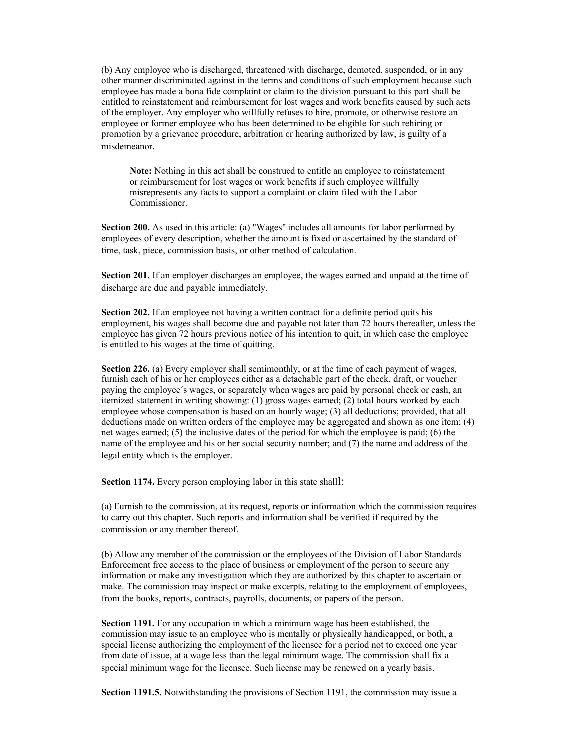(b) Any employee who is discharged, threatened with discharge, demoted, suspended, or in any other manner discriminated against in the terms and conditions of such employment because such employee has made a bona fide complaint or claim to the division pursuant to this part shall be entitled to reinstatement and reimbursement for lost wages and work benefits caused by such acts of the employer. Any employer who willfully refuses to hire, promote, or otherwise restore an employee or former employee who has been determined to be eligible for such rehiring or promotion by a grievance procedure, arbitration or hearing authorized by law, is guilty of a misdemeanor.

> **Note:** Nothing in this act shall be construed to entitle an employee to reinstatement or reimbursement for lost wages or work benefits if such employee willfully misrepresents any facts to support a complaint or claim filed with the Labor Commissioner.

**Section 200.** As used in this article: (a) "Wages" includes all amounts for labor performed by employees of every description, whether the amount is fixed or ascertained by the standard of time, task, piece, commission basis, or other method of calculation.

**Section 201.** If an employer discharges an employee, the wages earned and unpaid at the time of discharge are due and payable immediately.

**Section 202.** If an employee not having a written contract for a definite period quits his employment, his wages shall become due and payable not later than 72 hours thereafter, unless the employee has given 72 hours previous notice of his intention to quit, in which case the employee is entitled to his wages at the time of quitting.

**Section 226.** (a) Every employer shall semimonthly, or at the time of each payment of wages, furnish each of his or her employees either as a detachable part of the check, draft, or voucher paying the employee´s wages, or separately when wages are paid by personal check or cash, an itemized statement in writing showing: (1) gross wages earned; (2) total hours worked by each employee whose compensation is based on an hourly wage; (3) all deductions; provided, that all deductions made on written orders of the employee may be aggregated and shown as one item; (4) net wages earned; (5) the inclusive dates of the period for which the employee is paid; (6) the name of the employee and his or her social security number; and (7) the name and address of the legal entity which is the employer.

**Section 1174.** Every person employing labor in this state shall:

(a) Furnish to the commission, at its request, reports or information which the commission requires to carry out this chapter. Such reports and information shall be verified if required by the commission or any member thereof.

(b) Allow any member of the commission or the employees of the Division of Labor Standards Enforcement free access to the place of business or employment of the person to secure any information or make any investigation which they are authorized by this chapter to ascertain or make. The commission may inspect or make excerpts, relating to the employment of employees, from the books, reports, contracts, payrolls, documents, or papers of the person.

**Section 1191.** For any occupation in which a minimum wage has been established, the commission may issue to an employee who is mentally or physically handicapped, or both, a special license authorizing the employment of the licensee for a period not to exceed one year from date of issue, at a wage less than the legal minimum wage. The commission shall fix a special minimum wage for the licensee. Such license may be renewed on a yearly basis.

**Section 1191.5.** Notwithstanding the provisions of Section 1191, the commission may issue a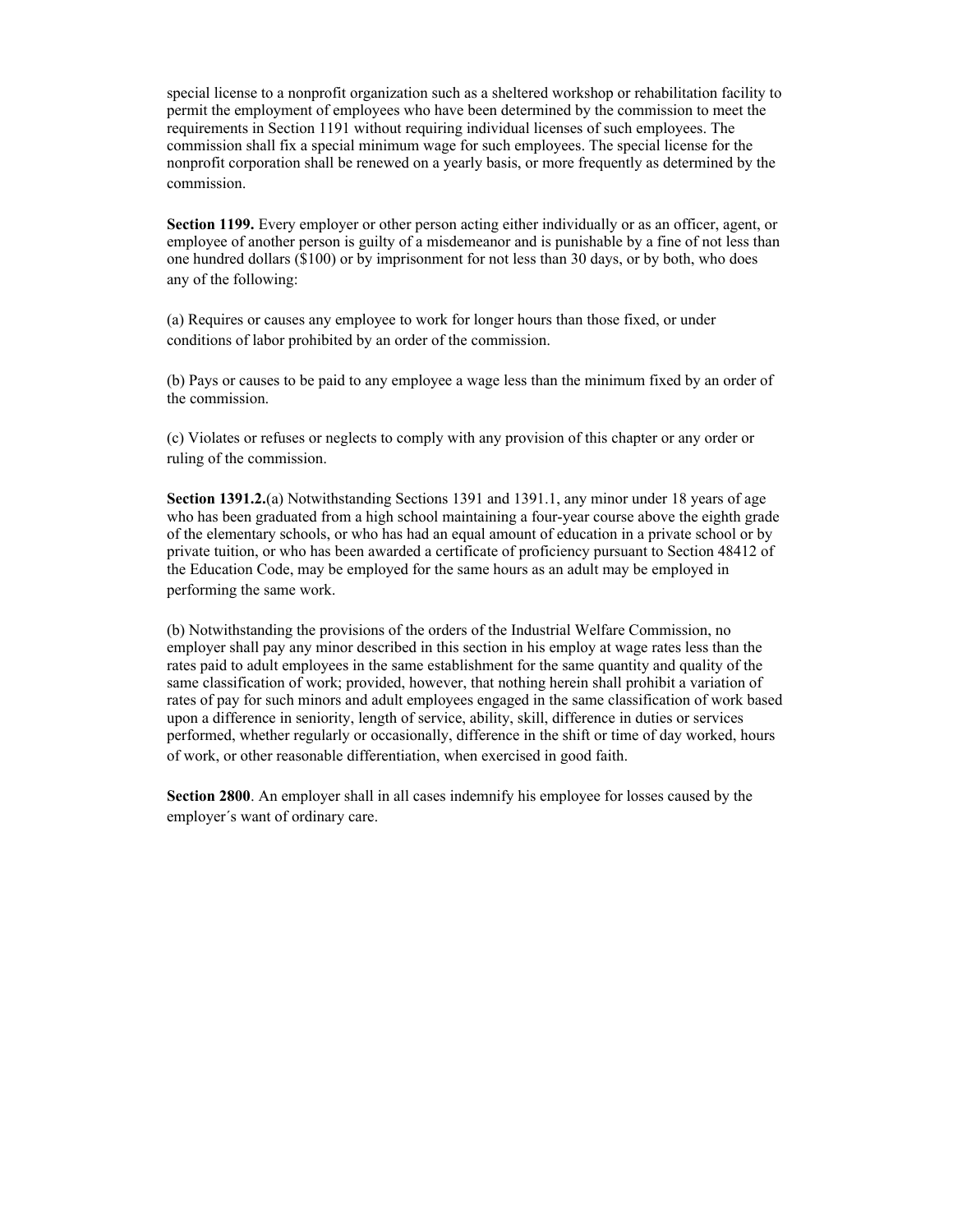special license to a nonprofit organization such as a sheltered workshop or rehabilitation facility to permit the employment of employees who have been determined by the commission to meet the requirements in Section 1191 without requiring individual licenses of such employees. The commission shall fix a special minimum wage for such employees. The special license for the nonprofit corporation shall be renewed on a yearly basis, or more frequently as determined by the commission.

**Section 1199.** Every employer or other person acting either individually or as an officer, agent, or employee of another person is guilty of a misdemeanor and is punishable by a fine of not less than one hundred dollars ($100) or by imprisonment for not less than 30 days, or by both, who does any of the following:

(a) Requires or causes any employee to work for longer hours than those fixed, or under conditions of labor prohibited by an order of the commission.

(b) Pays or causes to be paid to any employee a wage less than the minimum fixed by an order of the commission.

(c) Violates or refuses or neglects to comply with any provision of this chapter or any order or ruling of the commission.

**Section 1391.2.**(a) Notwithstanding Sections 1391 and 1391.1, any minor under 18 years of age who has been graduated from a high school maintaining a four-year course above the eighth grade of the elementary schools, or who has had an equal amount of education in a private school or by private tuition, or who has been awarded a certificate of proficiency pursuant to Section 48412 of the Education Code, may be employed for the same hours as an adult may be employed in performing the same work.

(b) Notwithstanding the provisions of the orders of the Industrial Welfare Commission, no employer shall pay any minor described in this section in his employ at wage rates less than the rates paid to adult employees in the same establishment for the same quantity and quality of the same classification of work; provided, however, that nothing herein shall prohibit a variation of rates of pay for such minors and adult employees engaged in the same classification of work based upon a difference in seniority, length of service, ability, skill, difference in duties or services performed, whether regularly or occasionally, difference in the shift or time of day worked, hours of work, or other reasonable differentiation, when exercised in good faith.

**Section 2800**. An employer shall in all cases indemnify his employee for losses caused by the employer´s want of ordinary care.